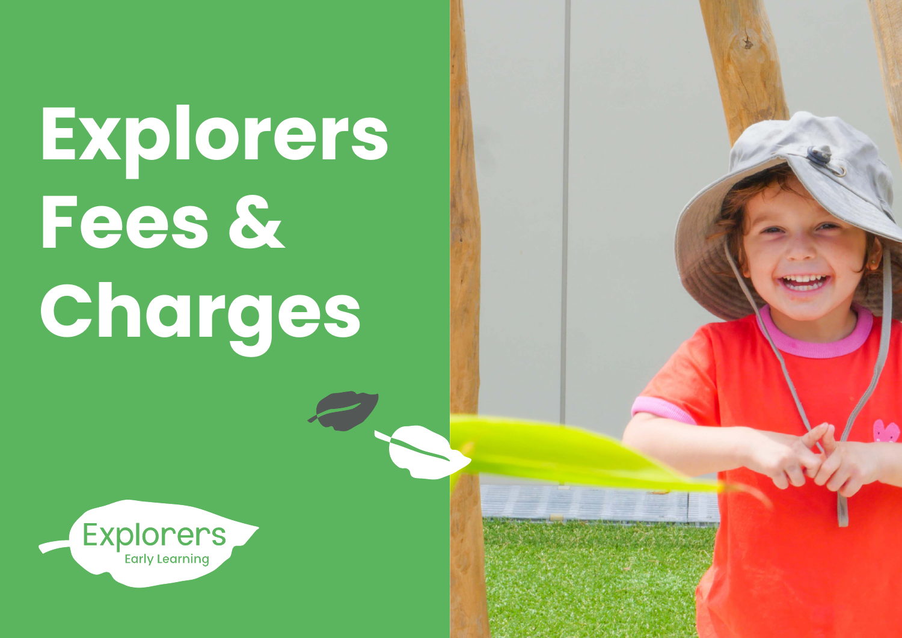# Explorers Fees & Charges

Explorers
Early Learning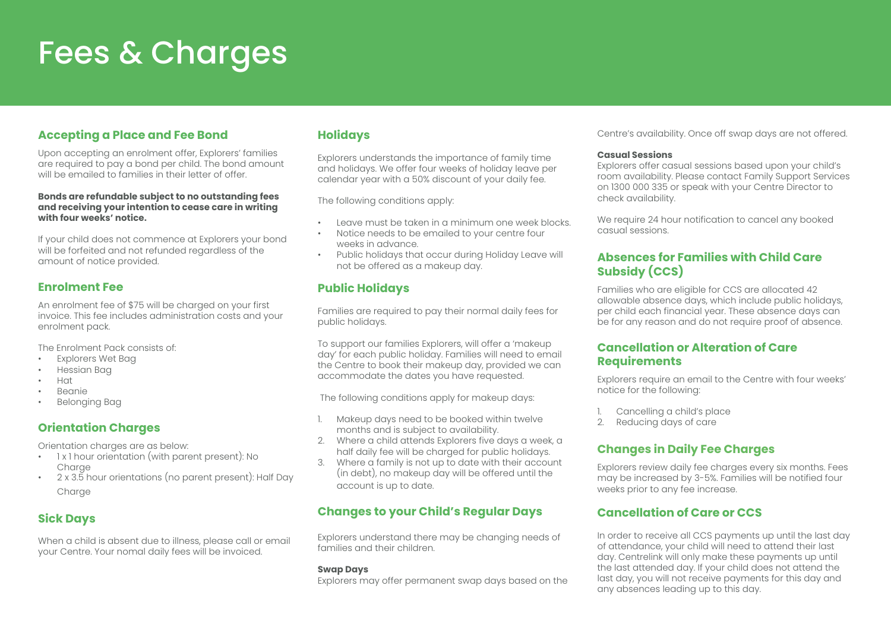# Fees & Charges

## Accepting a Place and Fee Bond

Upon accepting an enrolment offer, Explorers' families are required to pay a bond per child. The bond amount will be emailed to families in their letter of offer.

**Bonds are refundable subject to no outstanding fees and receiving your intention to cease care in writing with four weeks' notice.**

If your child does not commence at Explorers your bond will be forfeited and not refunded regardless of the amount of notice provided.

## Enrolment Fee

An enrolment fee of $75 will be charged on your first invoice. This fee includes administration costs and your enrolment pack.

The Enrolment Pack consists of:

- Explorers Wet Bag
- Hessian Bag
- Hat
- Beanie
- Belonging Bag

## Orientation Charges

Orientation charges are as below:

- 1 x 1 hour orientation (with parent present): No Charge
- 2 x 3.5 hour orientations (no parent present): Half Day Charge

## Sick Days

When a child is absent due to illness, please call or email your Centre. Your nomal daily fees will be invoiced.

## Holidays

Explorers understands the importance of family time and holidays. We offer four weeks of holiday leave per calendar year with a 50% discount of your daily fee.

The following conditions apply:

- Leave must be taken in a minimum one week blocks.
- Notice needs to be emailed to your centre four weeks in advance.
- Public holidays that occur during Holiday Leave will not be offered as a makeup day.

## Public Holidays

Families are required to pay their normal daily fees for public holidays.

To support our families Explorers, will offer a 'makeup day' for each public holiday. Families will need to email the Centre to book their makeup day, provided we can accommodate the dates you have requested.

The following conditions apply for makeup days:

1. Makeup days need to be booked within twelve months and is subject to availability.
2. Where a child attends Explorers five days a week, a half daily fee will be charged for public holidays.
3. Where a family is not up to date with their account (in debt), no makeup day will be offered until the account is up to date.

## Changes to your Child's Regular Days

Explorers understand there may be changing needs of families and their children.

**Swap Days**

Explorers may offer permanent swap days based on the Centre's availability. Once off swap days are not offered.

**Casual Sessions**

Explorers offer casual sessions based upon your child's room availability. Please contact Family Support Services on 1300 000 335 or speak with your Centre Director to check availability.

We require 24 hour notification to cancel any booked casual sessions.

## Absences for Families with Child Care Subsidy (CCS)

Families who are eligible for CCS are allocated 42 allowable absence days, which include public holidays, per child each financial year. These absence days can be for any reason and do not require proof of absence.

## Cancellation or Alteration of Care Requirements

Explorers require an email to the Centre with four weeks' notice for the following:

1. Cancelling a child's place
2. Reducing days of care

## Changes in Daily Fee Charges

Explorers review daily fee charges every six months. Fees may be increased by 3-5%. Families will be notified four weeks prior to any fee increase.

## Cancellation of Care or CCS

In order to receive all CCS payments up until the last day of attendance, your child will need to attend their last day. Centrelink will only make these payments up until the last attended day. If your child does not attend the last day, you will not receive payments for this day and any absences leading up to this day.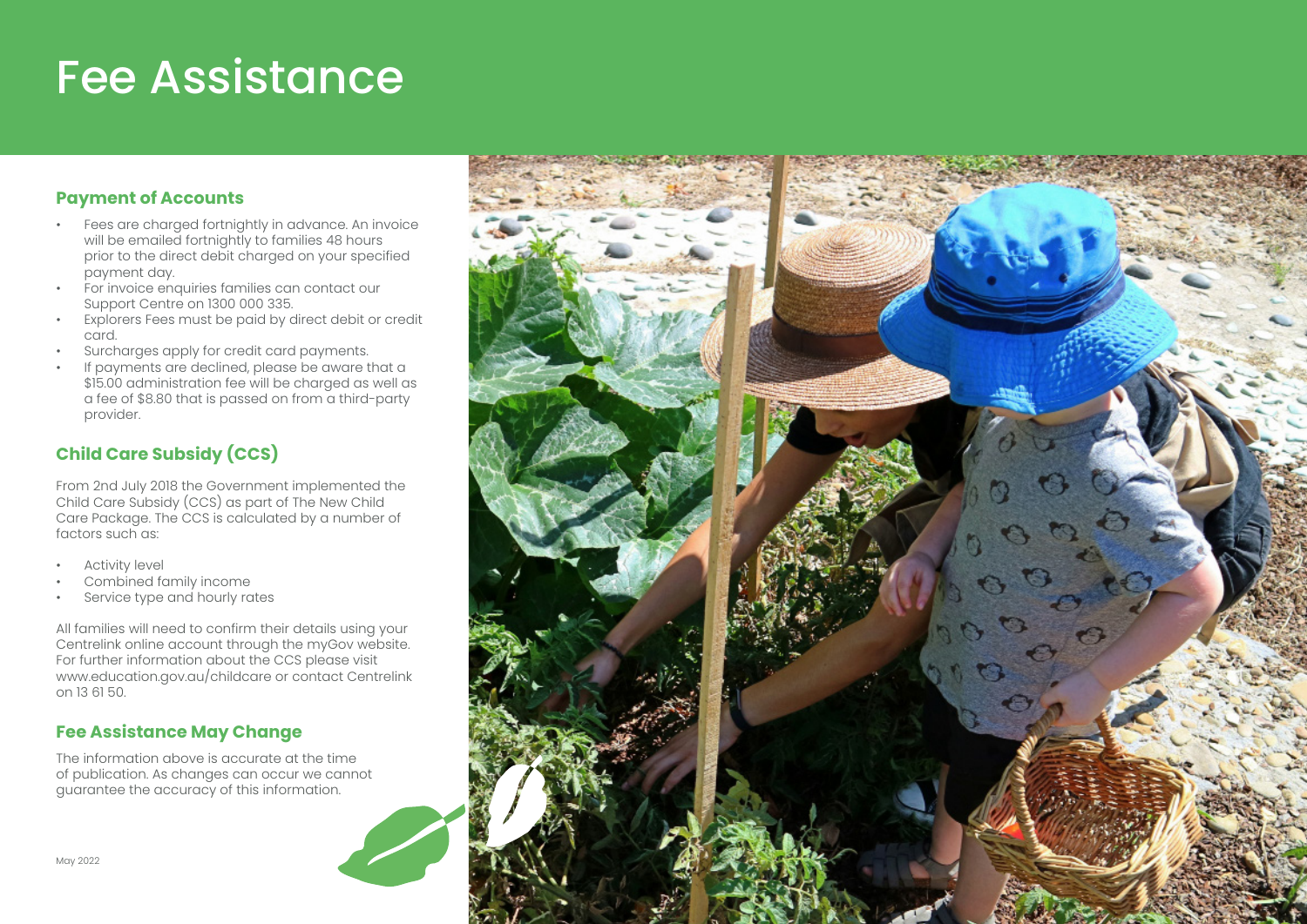# Fee Assistance

## Payment of Accounts

- Fees are charged fortnightly in advance. An invoice will be emailed fortnightly to families 48 hours prior to the direct debit charged on your specified payment day.
- For invoice enquiries families can contact our Support Centre on 1300 000 335.
- Explorers Fees must be paid by direct debit or credit card.
- Surcharges apply for credit card payments.
- If payments are declined, please be aware that a $15.00 administration fee will be charged as well as a fee of $8.80 that is passed on from a third-party provider.

## Child Care Subsidy (CCS)

From 2nd July 2018 the Government implemented the Child Care Subsidy (CCS) as part of The New Child Care Package. The CCS is calculated by a number of factors such as:

- Activity level
- Combined family income
- Service type and hourly rates

All families will need to confirm their details using your Centrelink online account through the myGov website. For further information about the CCS please visit www.education.gov.au/childcare or contact Centrelink on 13 61 50.

## Fee Assistance May Change

The information above is accurate at the time of publication. As changes can occur we cannot guarantee the accuracy of this information.

May 2022